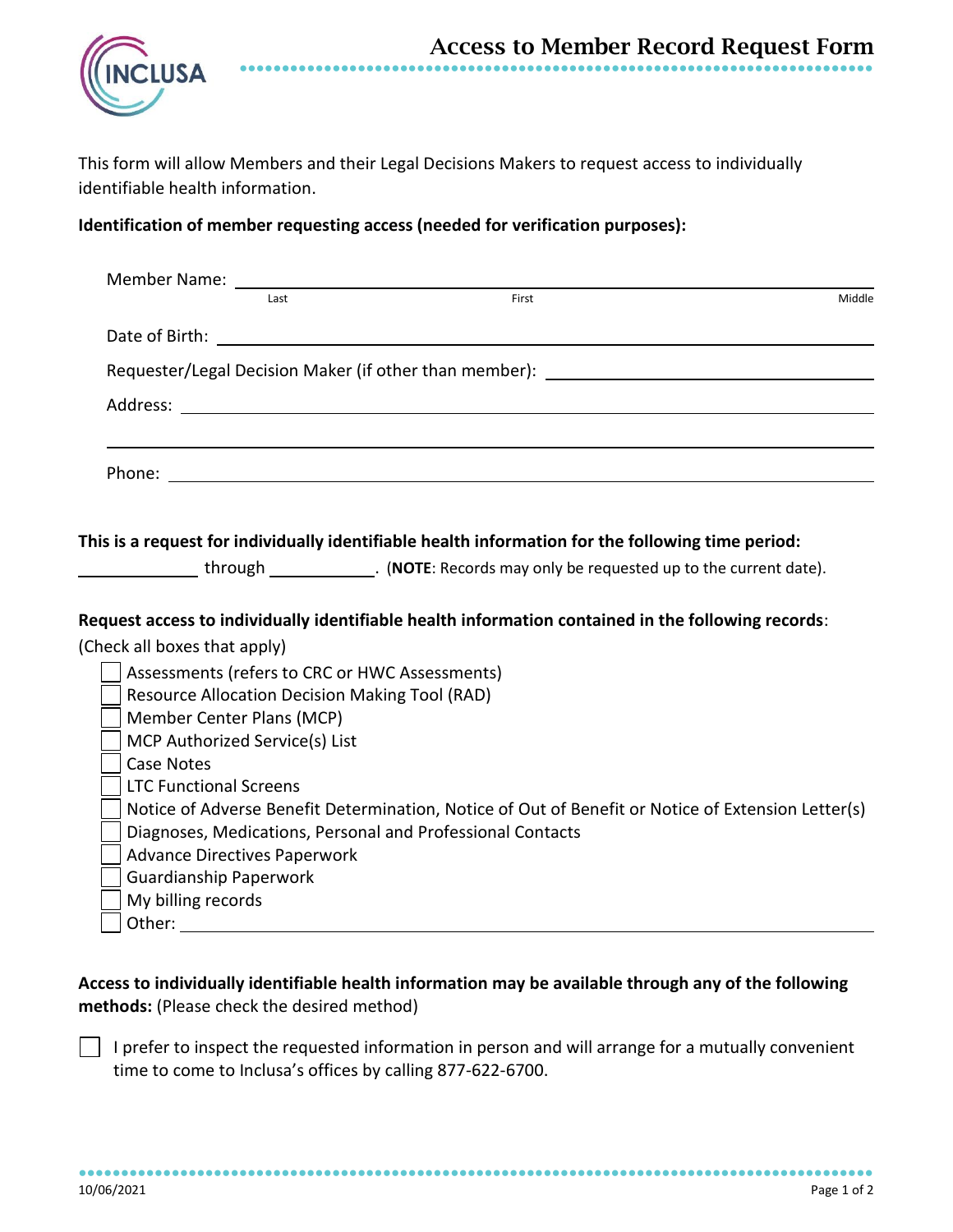# Access to Member Record Request Form

This form will allow Members and their Legal Decisions Makers to request access to individually identifiable health information.

**Identification of member requesting access (needed for verification purposes):**

Member Name: ______________________________________________
Last / First / Middle

Date of Birth: ______________________________________________

Requester/Legal Decision Maker (if other than member): ______________________

Address: ______________________________________________

______________________________________________

Phone: ______________________________________________

**This is a request for individually identifiable health information for the following time period:**

____________ through ____________. (**NOTE**: Records may only be requested up to the current date).

**Request access to individually identifiable health information contained in the following records**:
(Check all boxes that apply)

- ☐ Assessments (refers to CRC or HWC Assessments)
- ☐ Resource Allocation Decision Making Tool (RAD)
- ☐ Member Center Plans (MCP)
- ☐ MCP Authorized Service(s) List
- ☐ Case Notes
- ☐ LTC Functional Screens
- ☐ Notice of Adverse Benefit Determination, Notice of Out of Benefit or Notice of Extension Letter(s)
- ☐ Diagnoses, Medications, Personal and Professional Contacts
- ☐ Advance Directives Paperwork
- ☐ Guardianship Paperwork
- ☐ My billing records
- ☐ Other: ______________________________________________

**Access to individually identifiable health information may be available through any of the following methods:** (Please check the desired method)

☐ I prefer to inspect the requested information in person and will arrange for a mutually convenient time to come to Inclusa's offices by calling 877-622-6700.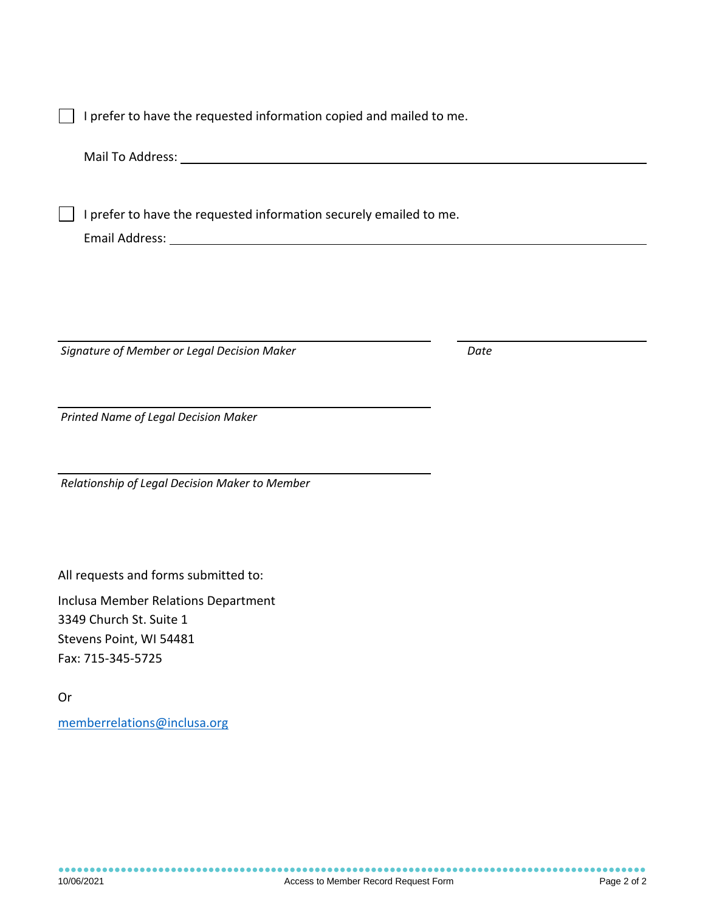☐ I prefer to have the requested information copied and mailed to me.

Mail To Address: ______________________________________________

☐ I prefer to have the requested information securely emailed to me.

Email Address: ______________________________________________

______________________________________________ ____________________

*Signature of Member or Legal Decision Maker* *Date*

______________________________________________

*Printed Name of Legal Decision Maker*

______________________________________________

*Relationship of Legal Decision Maker to Member*

All requests and forms submitted to:

Inclusa Member Relations Department
3349 Church St. Suite 1
Stevens Point, WI 54481
Fax: 715-345-5725

Or

memberrelations@inclusa.org